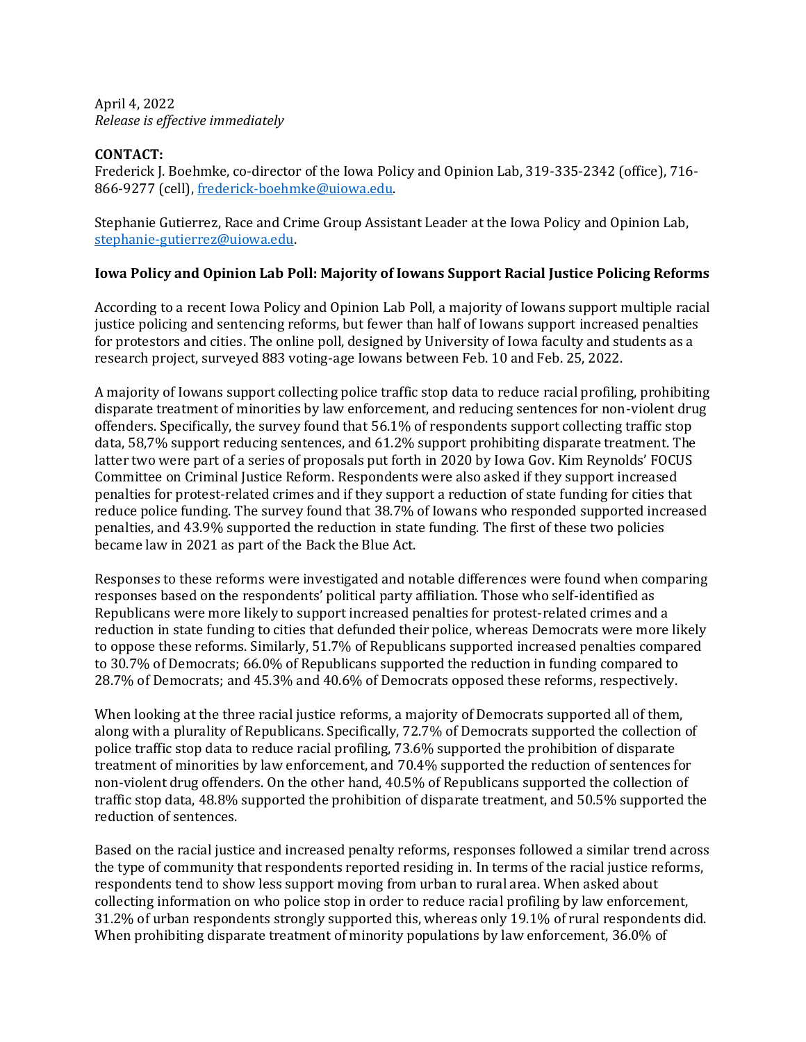April 4, 2022
*Release is effective immediately*

**CONTACT:**
Frederick J. Boehmke, co-director of the Iowa Policy and Opinion Lab, 319-335-2342 (office), 716-866-9277 (cell), frederick-boehmke@uiowa.edu.

Stephanie Gutierrez, Race and Crime Group Assistant Leader at the Iowa Policy and Opinion Lab, stephanie-gutierrez@uiowa.edu.

**Iowa Policy and Opinion Lab Poll: Majority of Iowans Support Racial Justice Policing Reforms**

According to a recent Iowa Policy and Opinion Lab Poll, a majority of Iowans support multiple racial justice policing and sentencing reforms, but fewer than half of Iowans support increased penalties for protestors and cities. The online poll, designed by University of Iowa faculty and students as a research project, surveyed 883 voting-age Iowans between Feb. 10 and Feb. 25, 2022.

A majority of Iowans support collecting police traffic stop data to reduce racial profiling, prohibiting disparate treatment of minorities by law enforcement, and reducing sentences for non-violent drug offenders. Specifically, the survey found that 56.1% of respondents support collecting traffic stop data, 58,7% support reducing sentences, and 61.2% support prohibiting disparate treatment. The latter two were part of a series of proposals put forth in 2020 by Iowa Gov. Kim Reynolds' FOCUS Committee on Criminal Justice Reform. Respondents were also asked if they support increased penalties for protest-related crimes and if they support a reduction of state funding for cities that reduce police funding. The survey found that 38.7% of Iowans who responded supported increased penalties, and 43.9% supported the reduction in state funding. The first of these two policies became law in 2021 as part of the Back the Blue Act.

Responses to these reforms were investigated and notable differences were found when comparing responses based on the respondents' political party affiliation. Those who self-identified as Republicans were more likely to support increased penalties for protest-related crimes and a reduction in state funding to cities that defunded their police, whereas Democrats were more likely to oppose these reforms. Similarly, 51.7% of Republicans supported increased penalties compared to 30.7% of Democrats; 66.0% of Republicans supported the reduction in funding compared to 28.7% of Democrats; and 45.3% and 40.6% of Democrats opposed these reforms, respectively.

When looking at the three racial justice reforms, a majority of Democrats supported all of them, along with a plurality of Republicans. Specifically, 72.7% of Democrats supported the collection of police traffic stop data to reduce racial profiling, 73.6% supported the prohibition of disparate treatment of minorities by law enforcement, and 70.4% supported the reduction of sentences for non-violent drug offenders. On the other hand, 40.5% of Republicans supported the collection of traffic stop data, 48.8% supported the prohibition of disparate treatment, and 50.5% supported the reduction of sentences.

Based on the racial justice and increased penalty reforms, responses followed a similar trend across the type of community that respondents reported residing in. In terms of the racial justice reforms, respondents tend to show less support moving from urban to rural area. When asked about collecting information on who police stop in order to reduce racial profiling by law enforcement, 31.2% of urban respondents strongly supported this, whereas only 19.1% of rural respondents did. When prohibiting disparate treatment of minority populations by law enforcement, 36.0% of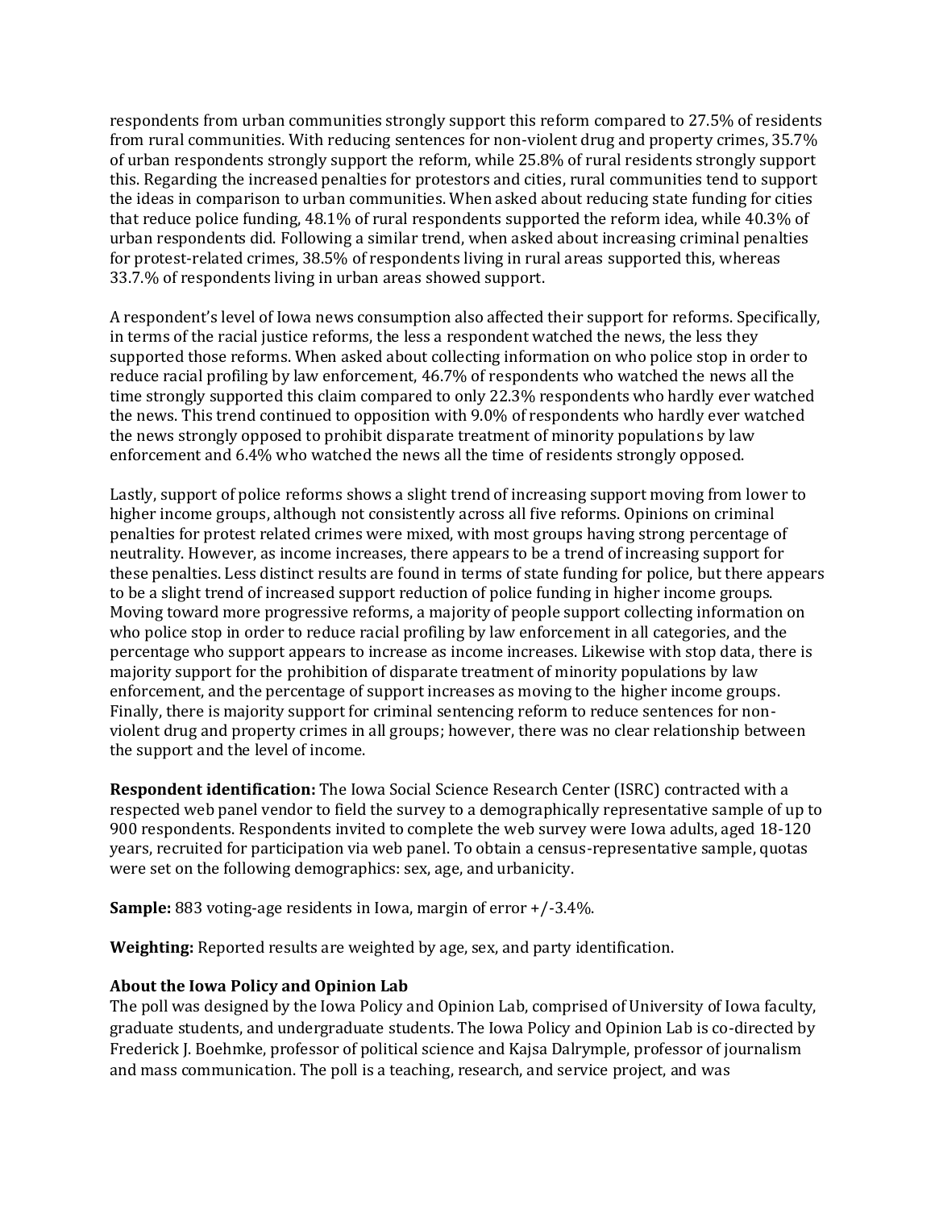respondents from urban communities strongly support this reform compared to 27.5% of residents from rural communities. With reducing sentences for non-violent drug and property crimes, 35.7% of urban respondents strongly support the reform, while 25.8% of rural residents strongly support this. Regarding the increased penalties for protestors and cities, rural communities tend to support the ideas in comparison to urban communities. When asked about reducing state funding for cities that reduce police funding, 48.1% of rural respondents supported the reform idea, while 40.3% of urban respondents did. Following a similar trend, when asked about increasing criminal penalties for protest-related crimes, 38.5% of respondents living in rural areas supported this, whereas 33.7.% of respondents living in urban areas showed support.

A respondent's level of Iowa news consumption also affected their support for reforms. Specifically, in terms of the racial justice reforms, the less a respondent watched the news, the less they supported those reforms. When asked about collecting information on who police stop in order to reduce racial profiling by law enforcement, 46.7% of respondents who watched the news all the time strongly supported this claim compared to only 22.3% respondents who hardly ever watched the news. This trend continued to opposition with 9.0% of respondents who hardly ever watched the news strongly opposed to prohibit disparate treatment of minority populations by law enforcement and 6.4% who watched the news all the time of residents strongly opposed.

Lastly, support of police reforms shows a slight trend of increasing support moving from lower to higher income groups, although not consistently across all five reforms. Opinions on criminal penalties for protest related crimes were mixed, with most groups having strong percentage of neutrality. However, as income increases, there appears to be a trend of increasing support for these penalties. Less distinct results are found in terms of state funding for police, but there appears to be a slight trend of increased support reduction of police funding in higher income groups. Moving toward more progressive reforms, a majority of people support collecting information on who police stop in order to reduce racial profiling by law enforcement in all categories, and the percentage who support appears to increase as income increases. Likewise with stop data, there is majority support for the prohibition of disparate treatment of minority populations by law enforcement, and the percentage of support increases as moving to the higher income groups. Finally, there is majority support for criminal sentencing reform to reduce sentences for non-violent drug and property crimes in all groups; however, there was no clear relationship between the support and the level of income.

**Respondent identification:** The Iowa Social Science Research Center (ISRC) contracted with a respected web panel vendor to field the survey to a demographically representative sample of up to 900 respondents. Respondents invited to complete the web survey were Iowa adults, aged 18-120 years, recruited for participation via web panel. To obtain a census-representative sample, quotas were set on the following demographics: sex, age, and urbanicity.

**Sample:** 883 voting-age residents in Iowa, margin of error +/-3.4%.

**Weighting:** Reported results are weighted by age, sex, and party identification.

**About the Iowa Policy and Opinion Lab**

The poll was designed by the Iowa Policy and Opinion Lab, comprised of University of Iowa faculty, graduate students, and undergraduate students. The Iowa Policy and Opinion Lab is co-directed by Frederick J. Boehmke, professor of political science and Kajsa Dalrymple, professor of journalism and mass communication. The poll is a teaching, research, and service project, and was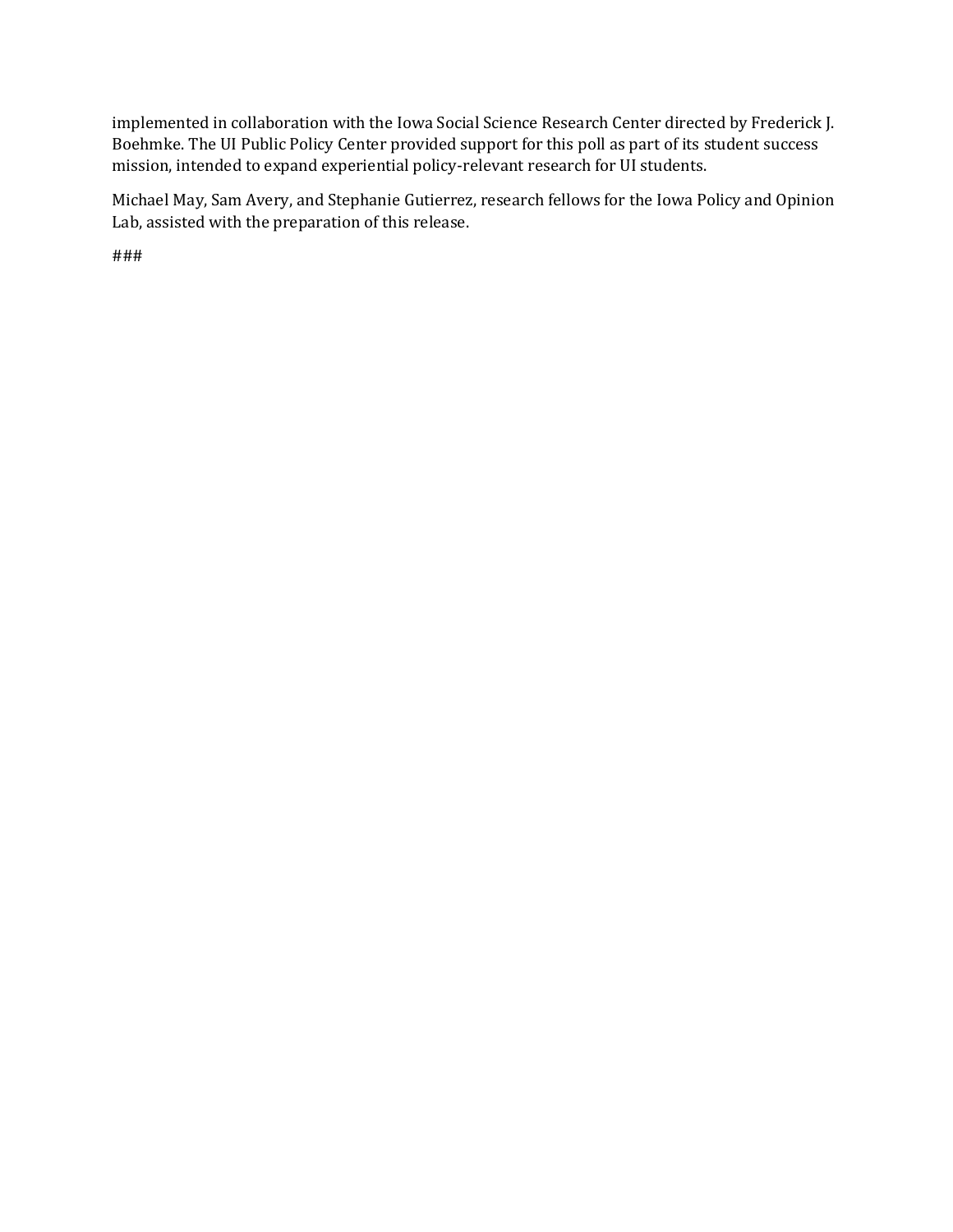implemented in collaboration with the Iowa Social Science Research Center directed by Frederick J. Boehmke. The UI Public Policy Center provided support for this poll as part of its student success mission, intended to expand experiential policy-relevant research for UI students.

Michael May, Sam Avery, and Stephanie Gutierrez, research fellows for the Iowa Policy and Opinion Lab, assisted with the preparation of this release.

###